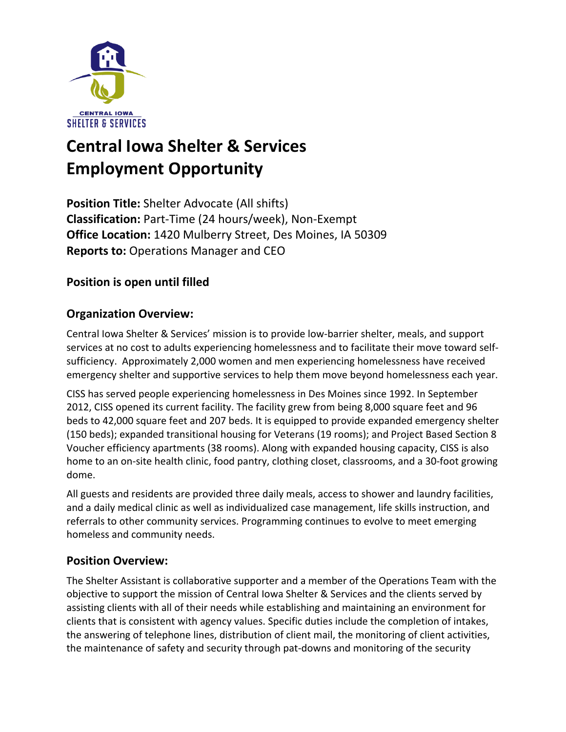# Central Iowa Shelter & Services Employment Opportunity

**Position Title:** Shelter Advocate (All shifts)
**Classification:** Part-Time (24 hours/week), Non-Exempt
**Office Location:** 1420 Mulberry Street, Des Moines, IA 50309
**Reports to:** Operations Manager and CEO

**Position is open until filled**

## Organization Overview:

Central Iowa Shelter & Services' mission is to provide low-barrier shelter, meals, and support services at no cost to adults experiencing homelessness and to facilitate their move toward self-sufficiency. Approximately 2,000 women and men experiencing homelessness have received emergency shelter and supportive services to help them move beyond homelessness each year.

CISS has served people experiencing homelessness in Des Moines since 1992. In September 2012, CISS opened its current facility. The facility grew from being 8,000 square feet and 96 beds to 42,000 square feet and 207 beds. It is equipped to provide expanded emergency shelter (150 beds); expanded transitional housing for Veterans (19 rooms); and Project Based Section 8 Voucher efficiency apartments (38 rooms). Along with expanded housing capacity, CISS is also home to an on-site health clinic, food pantry, clothing closet, classrooms, and a 30-foot growing dome.

All guests and residents are provided three daily meals, access to shower and laundry facilities, and a daily medical clinic as well as individualized case management, life skills instruction, and referrals to other community services. Programming continues to evolve to meet emerging homeless and community needs.

## Position Overview:

The Shelter Assistant is collaborative supporter and a member of the Operations Team with the objective to support the mission of Central Iowa Shelter & Services and the clients served by assisting clients with all of their needs while establishing and maintaining an environment for clients that is consistent with agency values. Specific duties include the completion of intakes, the answering of telephone lines, distribution of client mail, the monitoring of client activities, the maintenance of safety and security through pat-downs and monitoring of the security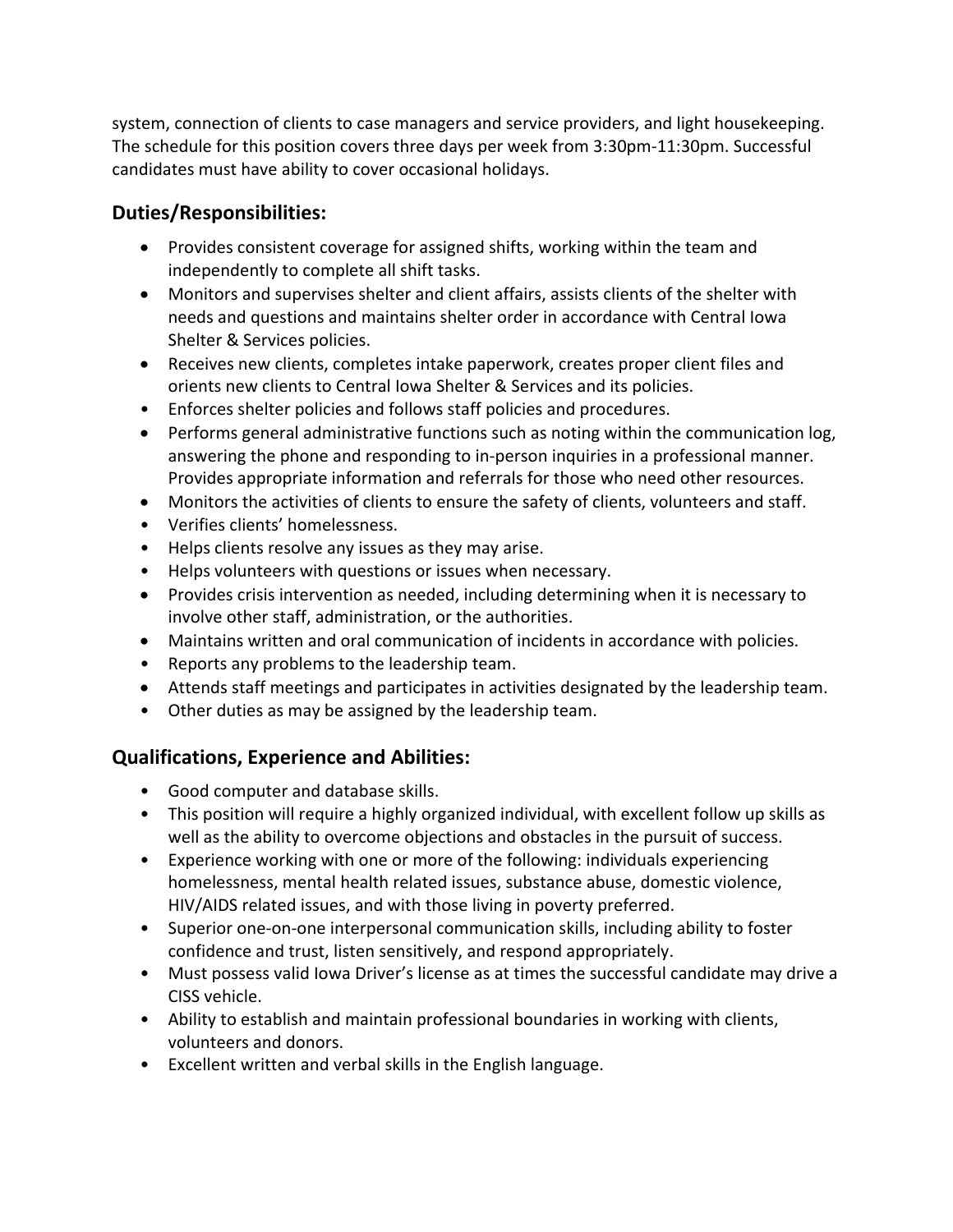system, connection of clients to case managers and service providers, and light housekeeping. The schedule for this position covers three days per week from 3:30pm-11:30pm. Successful candidates must have ability to cover occasional holidays.

## Duties/Responsibilities:

- Provides consistent coverage for assigned shifts, working within the team and independently to complete all shift tasks.
- Monitors and supervises shelter and client affairs, assists clients of the shelter with needs and questions and maintains shelter order in accordance with Central Iowa Shelter & Services policies.
- Receives new clients, completes intake paperwork, creates proper client files and orients new clients to Central Iowa Shelter & Services and its policies.
- Enforces shelter policies and follows staff policies and procedures.
- Performs general administrative functions such as noting within the communication log, answering the phone and responding to in-person inquiries in a professional manner. Provides appropriate information and referrals for those who need other resources.
- Monitors the activities of clients to ensure the safety of clients, volunteers and staff.
- Verifies clients' homelessness.
- Helps clients resolve any issues as they may arise.
- Helps volunteers with questions or issues when necessary.
- Provides crisis intervention as needed, including determining when it is necessary to involve other staff, administration, or the authorities.
- Maintains written and oral communication of incidents in accordance with policies.
- Reports any problems to the leadership team.
- Attends staff meetings and participates in activities designated by the leadership team.
- Other duties as may be assigned by the leadership team.

## Qualifications, Experience and Abilities:

- Good computer and database skills.
- This position will require a highly organized individual, with excellent follow up skills as well as the ability to overcome objections and obstacles in the pursuit of success.
- Experience working with one or more of the following: individuals experiencing homelessness, mental health related issues, substance abuse, domestic violence, HIV/AIDS related issues, and with those living in poverty preferred.
- Superior one-on-one interpersonal communication skills, including ability to foster confidence and trust, listen sensitively, and respond appropriately.
- Must possess valid Iowa Driver's license as at times the successful candidate may drive a CISS vehicle.
- Ability to establish and maintain professional boundaries in working with clients, volunteers and donors.
- Excellent written and verbal skills in the English language.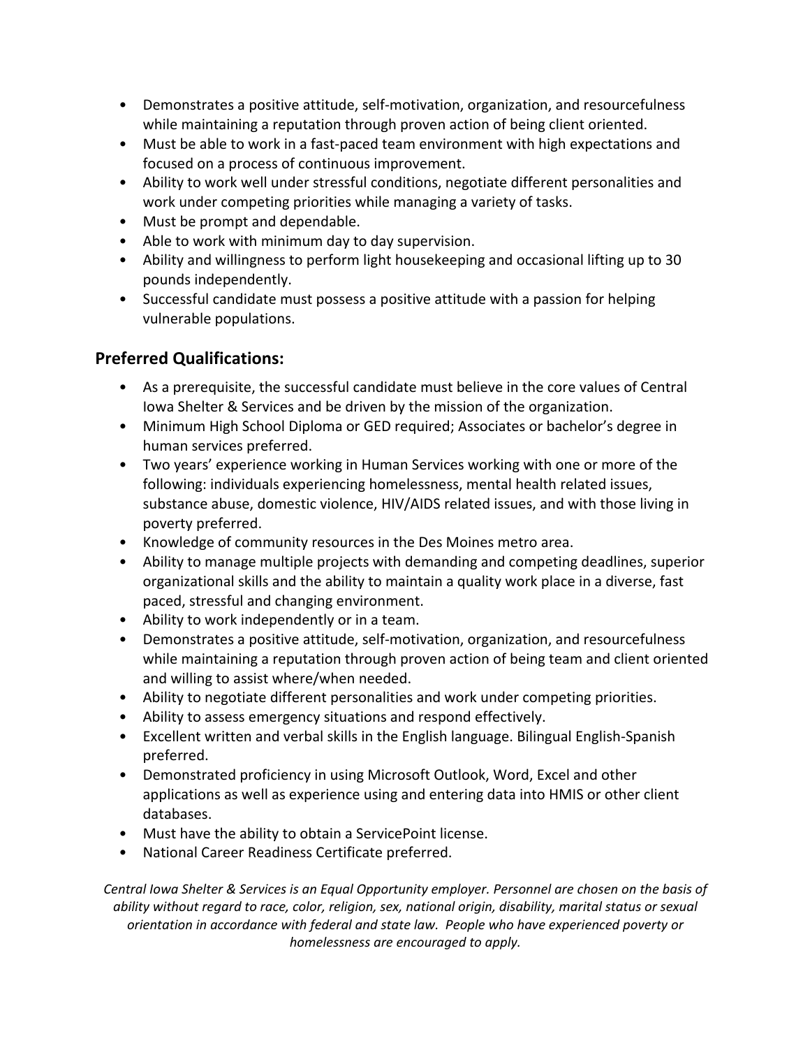- Demonstrates a positive attitude, self-motivation, organization, and resourcefulness while maintaining a reputation through proven action of being client oriented.
- Must be able to work in a fast-paced team environment with high expectations and focused on a process of continuous improvement.
- Ability to work well under stressful conditions, negotiate different personalities and work under competing priorities while managing a variety of tasks.
- Must be prompt and dependable.
- Able to work with minimum day to day supervision.
- Ability and willingness to perform light housekeeping and occasional lifting up to 30 pounds independently.
- Successful candidate must possess a positive attitude with a passion for helping vulnerable populations.

## Preferred Qualifications:

- As a prerequisite, the successful candidate must believe in the core values of Central Iowa Shelter & Services and be driven by the mission of the organization.
- Minimum High School Diploma or GED required; Associates or bachelor's degree in human services preferred.
- Two years' experience working in Human Services working with one or more of the following: individuals experiencing homelessness, mental health related issues, substance abuse, domestic violence, HIV/AIDS related issues, and with those living in poverty preferred.
- Knowledge of community resources in the Des Moines metro area.
- Ability to manage multiple projects with demanding and competing deadlines, superior organizational skills and the ability to maintain a quality work place in a diverse, fast paced, stressful and changing environment.
- Ability to work independently or in a team.
- Demonstrates a positive attitude, self-motivation, organization, and resourcefulness while maintaining a reputation through proven action of being team and client oriented and willing to assist where/when needed.
- Ability to negotiate different personalities and work under competing priorities.
- Ability to assess emergency situations and respond effectively.
- Excellent written and verbal skills in the English language. Bilingual English-Spanish preferred.
- Demonstrated proficiency in using Microsoft Outlook, Word, Excel and other applications as well as experience using and entering data into HMIS or other client databases.
- Must have the ability to obtain a ServicePoint license.
- National Career Readiness Certificate preferred.

*Central Iowa Shelter & Services is an Equal Opportunity employer. Personnel are chosen on the basis of ability without regard to race, color, religion, sex, national origin, disability, marital status or sexual orientation in accordance with federal and state law. People who have experienced poverty or homelessness are encouraged to apply.*